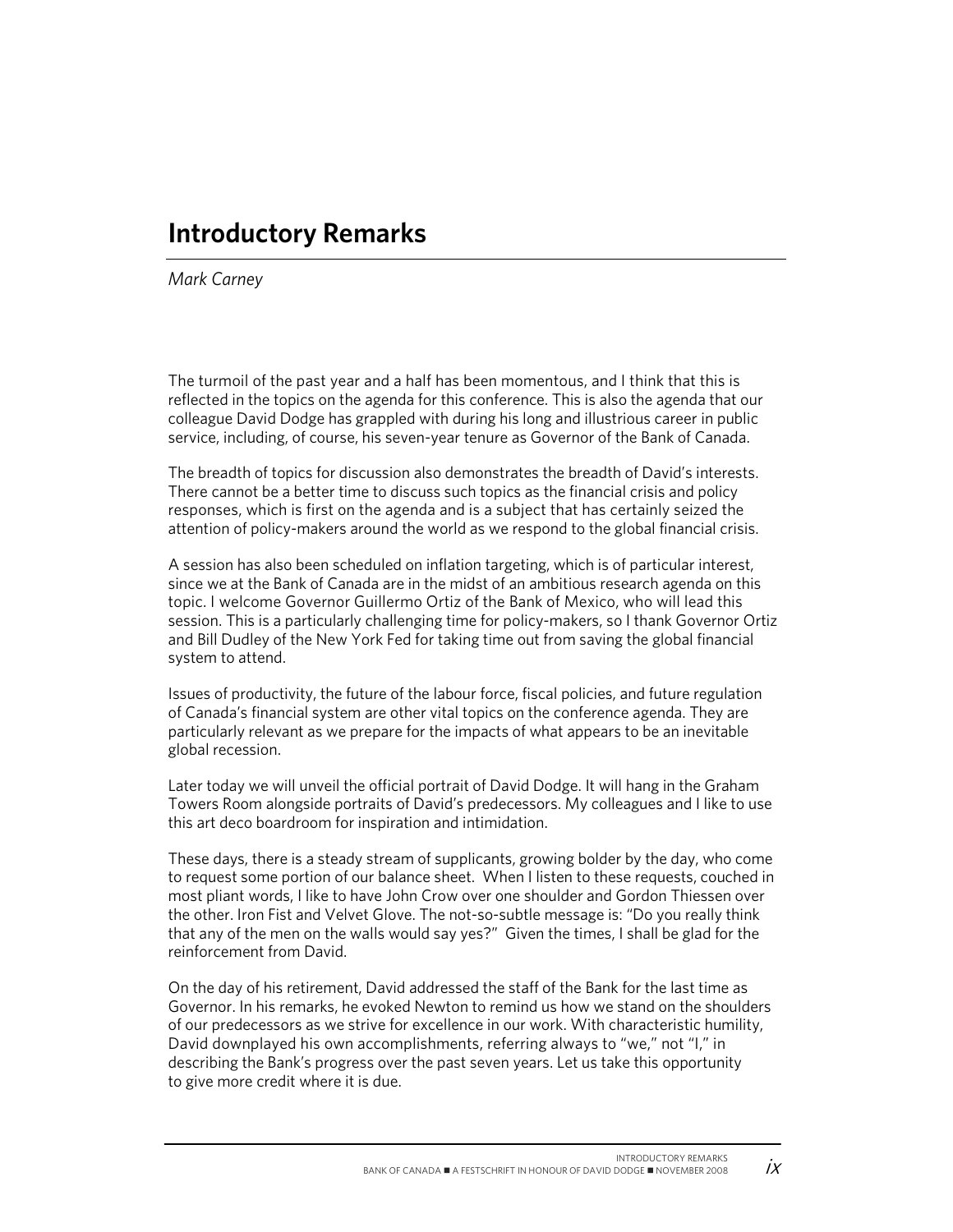# Introductory Remarks

*Mark Carney*

The turmoil of the past year and a half has been momentous, and I think that this is reflected in the topics on the agenda for this conference. This is also the agenda that our colleague David Dodge has grappled with during his long and illustrious career in public service, including, of course, his seven-year tenure as Governor of the Bank of Canada.

The breadth of topics for discussion also demonstrates the breadth of David's interests. There cannot be a better time to discuss such topics as the financial crisis and policy responses, which is first on the agenda and is a subject that has certainly seized the attention of policy-makers around the world as we respond to the global financial crisis.

A session has also been scheduled on inflation targeting, which is of particular interest, since we at the Bank of Canada are in the midst of an ambitious research agenda on this topic. I welcome Governor Guillermo Ortiz of the Bank of Mexico, who will lead this session. This is a particularly challenging time for policy-makers, so I thank Governor Ortiz and Bill Dudley of the New York Fed for taking time out from saving the global financial system to attend.

Issues of productivity, the future of the labour force, fiscal policies, and future regulation of Canada's financial system are other vital topics on the conference agenda. They are particularly relevant as we prepare for the impacts of what appears to be an inevitable global recession.

Later today we will unveil the official portrait of David Dodge. It will hang in the Graham Towers Room alongside portraits of David's predecessors. My colleagues and I like to use this art deco boardroom for inspiration and intimidation.

These days, there is a steady stream of supplicants, growing bolder by the day, who come to request some portion of our balance sheet. When I listen to these requests, couched in most pliant words, I like to have John Crow over one shoulder and Gordon Thiessen over the other. Iron Fist and Velvet Glove. The not-so-subtle message is: "Do you really think that any of the men on the walls would say yes?" Given the times, I shall be glad for the reinforcement from David.

On the day of his retirement, David addressed the staff of the Bank for the last time as Governor. In his remarks, he evoked Newton to remind us how we stand on the shoulders of our predecessors as we strive for excellence in our work. With characteristic humility, David downplayed his own accomplishments, referring always to "we," not "I," in describing the Bank's progress over the past seven years. Let us take this opportunity to give more credit where it is due.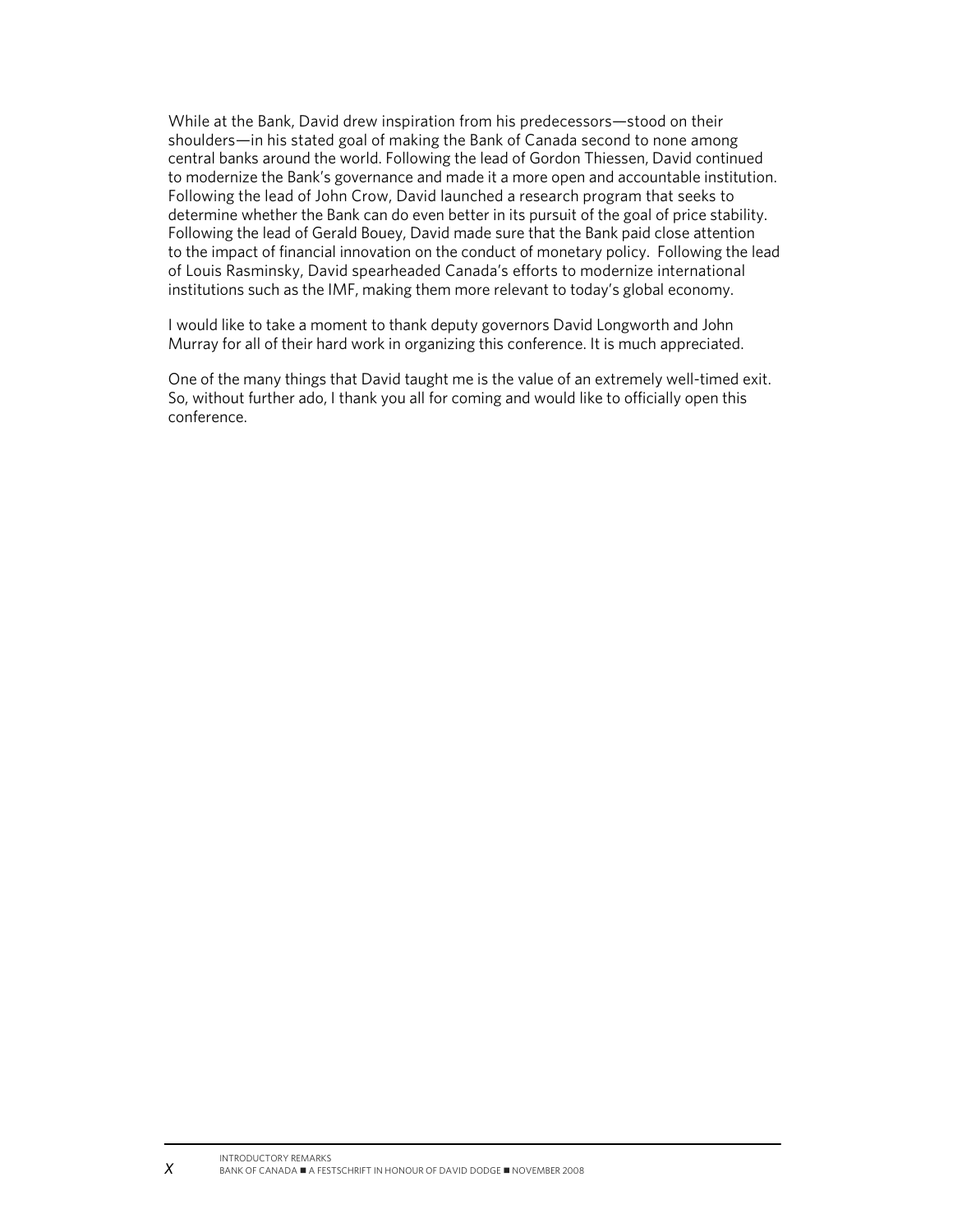While at the Bank, David drew inspiration from his predecessors—stood on their shoulders—in his stated goal of making the Bank of Canada second to none among central banks around the world. Following the lead of Gordon Thiessen, David continued to modernize the Bank's governance and made it a more open and accountable institution. Following the lead of John Crow, David launched a research program that seeks to determine whether the Bank can do even better in its pursuit of the goal of price stability. Following the lead of Gerald Bouey, David made sure that the Bank paid close attention to the impact of financial innovation on the conduct of monetary policy. Following the lead of Louis Rasminsky, David spearheaded Canada's efforts to modernize international institutions such as the IMF, making them more relevant to today's global economy.

I would like to take a moment to thank deputy governors David Longworth and John Murray for all of their hard work in organizing this conference. It is much appreciated.

One of the many things that David taught me is the value of an extremely well-timed exit. So, without further ado, I thank you all for coming and would like to officially open this conference.